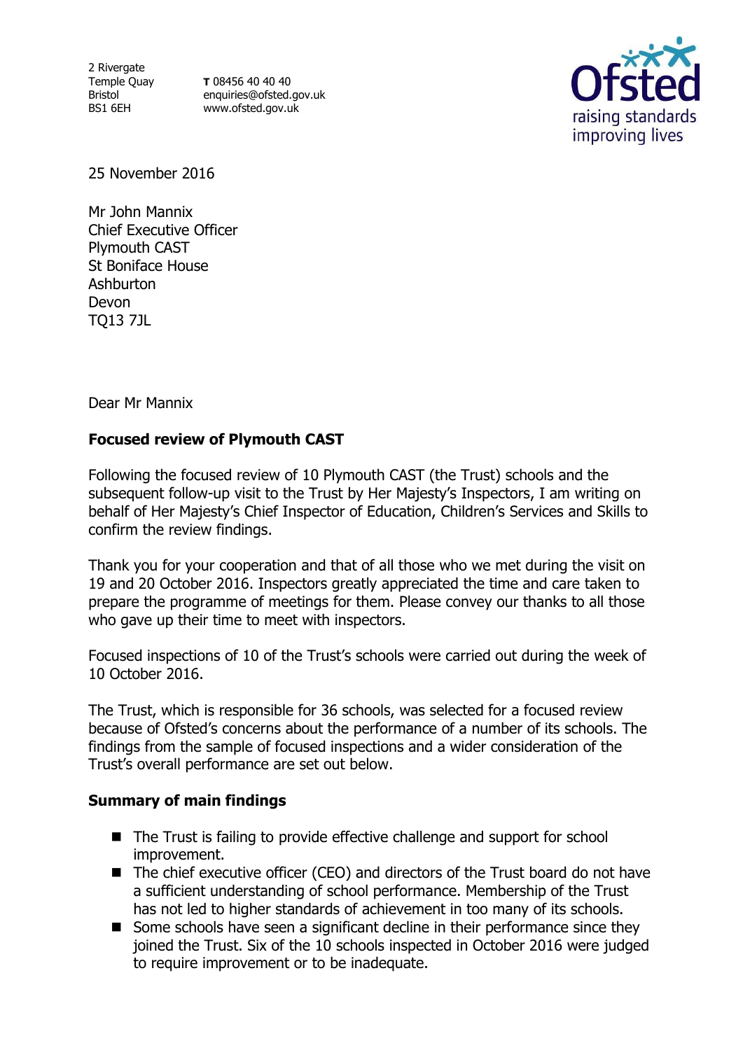2 Rivergate
Temple Quay
Bristol
BS1 6EH

**T** 08456 40 40 40
enquiries@ofsted.gov.uk
www.ofsted.gov.uk

Ofsted
raising standards
improving lives

25 November 2016

Mr John Mannix
Chief Executive Officer
Plymouth CAST
St Boniface House
Ashburton
Devon
TQ13 7JL

Dear Mr Mannix

**Focused review of Plymouth CAST**

Following the focused review of 10 Plymouth CAST (the Trust) schools and the subsequent follow-up visit to the Trust by Her Majesty's Inspectors, I am writing on behalf of Her Majesty's Chief Inspector of Education, Children's Services and Skills to confirm the review findings.

Thank you for your cooperation and that of all those who we met during the visit on 19 and 20 October 2016. Inspectors greatly appreciated the time and care taken to prepare the programme of meetings for them. Please convey our thanks to all those who gave up their time to meet with inspectors.

Focused inspections of 10 of the Trust's schools were carried out during the week of 10 October 2016.

The Trust, which is responsible for 36 schools, was selected for a focused review because of Ofsted's concerns about the performance of a number of its schools. The findings from the sample of focused inspections and a wider consideration of the Trust's overall performance are set out below.

**Summary of main findings**

- The Trust is failing to provide effective challenge and support for school improvement.
- The chief executive officer (CEO) and directors of the Trust board do not have a sufficient understanding of school performance. Membership of the Trust has not led to higher standards of achievement in too many of its schools.
- Some schools have seen a significant decline in their performance since they joined the Trust. Six of the 10 schools inspected in October 2016 were judged to require improvement or to be inadequate.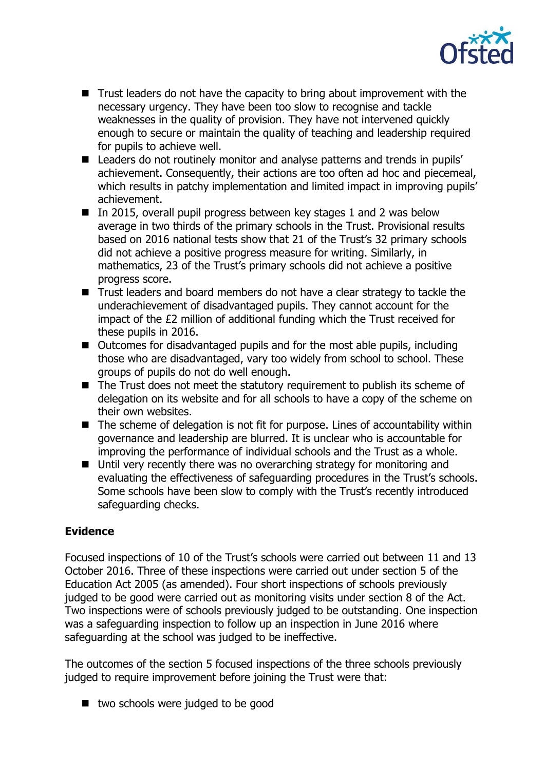- Trust leaders do not have the capacity to bring about improvement with the necessary urgency. They have been too slow to recognise and tackle weaknesses in the quality of provision. They have not intervened quickly enough to secure or maintain the quality of teaching and leadership required for pupils to achieve well.
- Leaders do not routinely monitor and analyse patterns and trends in pupils' achievement. Consequently, their actions are too often ad hoc and piecemeal, which results in patchy implementation and limited impact in improving pupils' achievement.
- In 2015, overall pupil progress between key stages 1 and 2 was below average in two thirds of the primary schools in the Trust. Provisional results based on 2016 national tests show that 21 of the Trust's 32 primary schools did not achieve a positive progress measure for writing. Similarly, in mathematics, 23 of the Trust's primary schools did not achieve a positive progress score.
- Trust leaders and board members do not have a clear strategy to tackle the underachievement of disadvantaged pupils. They cannot account for the impact of the £2 million of additional funding which the Trust received for these pupils in 2016.
- Outcomes for disadvantaged pupils and for the most able pupils, including those who are disadvantaged, vary too widely from school to school. These groups of pupils do not do well enough.
- The Trust does not meet the statutory requirement to publish its scheme of delegation on its website and for all schools to have a copy of the scheme on their own websites.
- The scheme of delegation is not fit for purpose. Lines of accountability within governance and leadership are blurred. It is unclear who is accountable for improving the performance of individual schools and the Trust as a whole.
- Until very recently there was no overarching strategy for monitoring and evaluating the effectiveness of safeguarding procedures in the Trust's schools. Some schools have been slow to comply with the Trust's recently introduced safeguarding checks.

## Evidence

Focused inspections of 10 of the Trust's schools were carried out between 11 and 13 October 2016. Three of these inspections were carried out under section 5 of the Education Act 2005 (as amended). Four short inspections of schools previously judged to be good were carried out as monitoring visits under section 8 of the Act. Two inspections were of schools previously judged to be outstanding. One inspection was a safeguarding inspection to follow up an inspection in June 2016 where safeguarding at the school was judged to be ineffective.

The outcomes of the section 5 focused inspections of the three schools previously judged to require improvement before joining the Trust were that:

- two schools were judged to be good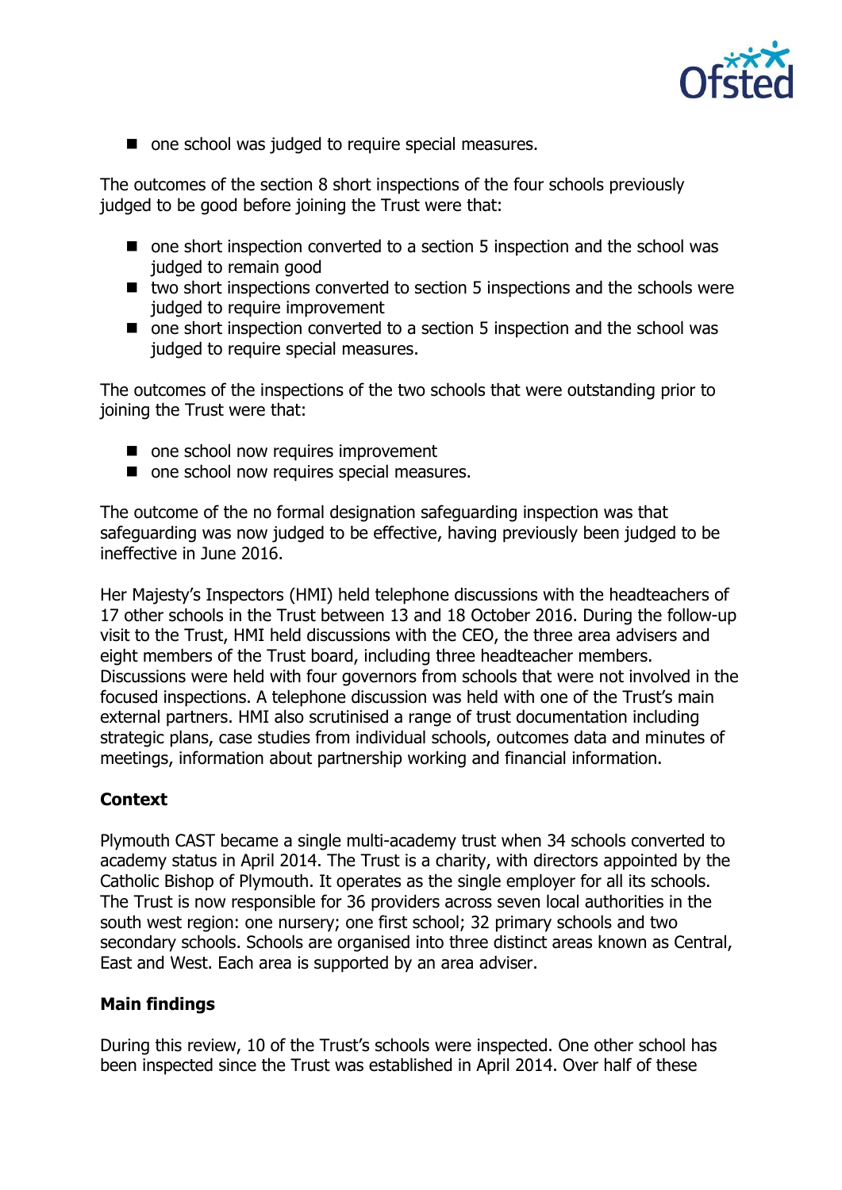- one school was judged to require special measures.

The outcomes of the section 8 short inspections of the four schools previously judged to be good before joining the Trust were that:

- one short inspection converted to a section 5 inspection and the school was judged to remain good
- two short inspections converted to section 5 inspections and the schools were judged to require improvement
- one short inspection converted to a section 5 inspection and the school was judged to require special measures.

The outcomes of the inspections of the two schools that were outstanding prior to joining the Trust were that:

- one school now requires improvement
- one school now requires special measures.

The outcome of the no formal designation safeguarding inspection was that safeguarding was now judged to be effective, having previously been judged to be ineffective in June 2016.

Her Majesty's Inspectors (HMI) held telephone discussions with the headteachers of 17 other schools in the Trust between 13 and 18 October 2016. During the follow-up visit to the Trust, HMI held discussions with the CEO, the three area advisers and eight members of the Trust board, including three headteacher members. Discussions were held with four governors from schools that were not involved in the focused inspections. A telephone discussion was held with one of the Trust's main external partners. HMI also scrutinised a range of trust documentation including strategic plans, case studies from individual schools, outcomes data and minutes of meetings, information about partnership working and financial information.

**Context**

Plymouth CAST became a single multi-academy trust when 34 schools converted to academy status in April 2014. The Trust is a charity, with directors appointed by the Catholic Bishop of Plymouth. It operates as the single employer for all its schools. The Trust is now responsible for 36 providers across seven local authorities in the south west region: one nursery; one first school; 32 primary schools and two secondary schools. Schools are organised into three distinct areas known as Central, East and West. Each area is supported by an area adviser.

**Main findings**

During this review, 10 of the Trust's schools were inspected. One other school has been inspected since the Trust was established in April 2014. Over half of these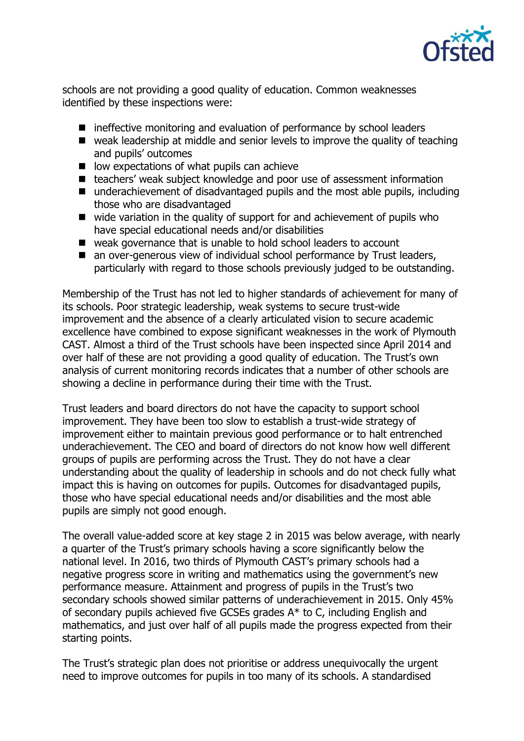schools are not providing a good quality of education. Common weaknesses identified by these inspections were:

- ineffective monitoring and evaluation of performance by school leaders
- weak leadership at middle and senior levels to improve the quality of teaching and pupils' outcomes
- low expectations of what pupils can achieve
- teachers' weak subject knowledge and poor use of assessment information
- underachievement of disadvantaged pupils and the most able pupils, including those who are disadvantaged
- wide variation in the quality of support for and achievement of pupils who have special educational needs and/or disabilities
- weak governance that is unable to hold school leaders to account
- an over-generous view of individual school performance by Trust leaders, particularly with regard to those schools previously judged to be outstanding.

Membership of the Trust has not led to higher standards of achievement for many of its schools. Poor strategic leadership, weak systems to secure trust-wide improvement and the absence of a clearly articulated vision to secure academic excellence have combined to expose significant weaknesses in the work of Plymouth CAST. Almost a third of the Trust schools have been inspected since April 2014 and over half of these are not providing a good quality of education. The Trust's own analysis of current monitoring records indicates that a number of other schools are showing a decline in performance during their time with the Trust.

Trust leaders and board directors do not have the capacity to support school improvement. They have been too slow to establish a trust-wide strategy of improvement either to maintain previous good performance or to halt entrenched underachievement. The CEO and board of directors do not know how well different groups of pupils are performing across the Trust. They do not have a clear understanding about the quality of leadership in schools and do not check fully what impact this is having on outcomes for pupils. Outcomes for disadvantaged pupils, those who have special educational needs and/or disabilities and the most able pupils are simply not good enough.

The overall value-added score at key stage 2 in 2015 was below average, with nearly a quarter of the Trust's primary schools having a score significantly below the national level. In 2016, two thirds of Plymouth CAST's primary schools had a negative progress score in writing and mathematics using the government's new performance measure. Attainment and progress of pupils in the Trust's two secondary schools showed similar patterns of underachievement in 2015. Only 45% of secondary pupils achieved five GCSEs grades A* to C, including English and mathematics, and just over half of all pupils made the progress expected from their starting points.

The Trust's strategic plan does not prioritise or address unequivocally the urgent need to improve outcomes for pupils in too many of its schools. A standardised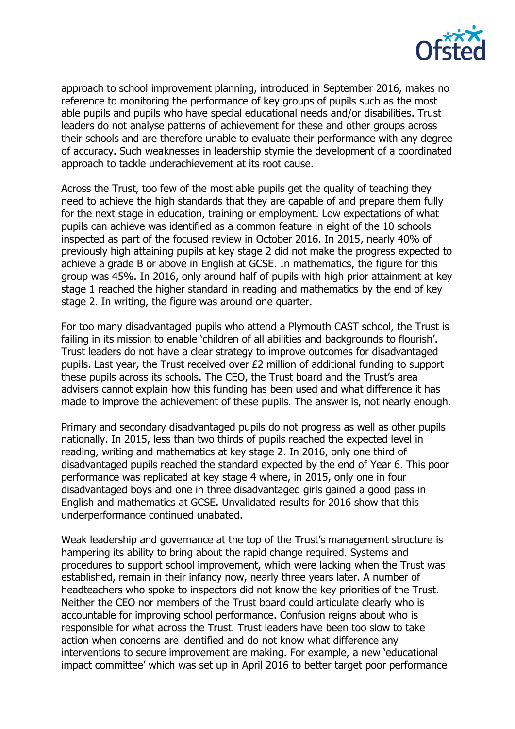approach to school improvement planning, introduced in September 2016, makes no reference to monitoring the performance of key groups of pupils such as the most able pupils and pupils who have special educational needs and/or disabilities. Trust leaders do not analyse patterns of achievement for these and other groups across their schools and are therefore unable to evaluate their performance with any degree of accuracy. Such weaknesses in leadership stymie the development of a coordinated approach to tackle underachievement at its root cause.

Across the Trust, too few of the most able pupils get the quality of teaching they need to achieve the high standards that they are capable of and prepare them fully for the next stage in education, training or employment. Low expectations of what pupils can achieve was identified as a common feature in eight of the 10 schools inspected as part of the focused review in October 2016. In 2015, nearly 40% of previously high attaining pupils at key stage 2 did not make the progress expected to achieve a grade B or above in English at GCSE. In mathematics, the figure for this group was 45%. In 2016, only around half of pupils with high prior attainment at key stage 1 reached the higher standard in reading and mathematics by the end of key stage 2. In writing, the figure was around one quarter.

For too many disadvantaged pupils who attend a Plymouth CAST school, the Trust is failing in its mission to enable 'children of all abilities and backgrounds to flourish'. Trust leaders do not have a clear strategy to improve outcomes for disadvantaged pupils. Last year, the Trust received over £2 million of additional funding to support these pupils across its schools. The CEO, the Trust board and the Trust's area advisers cannot explain how this funding has been used and what difference it has made to improve the achievement of these pupils. The answer is, not nearly enough.

Primary and secondary disadvantaged pupils do not progress as well as other pupils nationally. In 2015, less than two thirds of pupils reached the expected level in reading, writing and mathematics at key stage 2. In 2016, only one third of disadvantaged pupils reached the standard expected by the end of Year 6. This poor performance was replicated at key stage 4 where, in 2015, only one in four disadvantaged boys and one in three disadvantaged girls gained a good pass in English and mathematics at GCSE. Unvalidated results for 2016 show that this underperformance continued unabated.

Weak leadership and governance at the top of the Trust's management structure is hampering its ability to bring about the rapid change required. Systems and procedures to support school improvement, which were lacking when the Trust was established, remain in their infancy now, nearly three years later. A number of headteachers who spoke to inspectors did not know the key priorities of the Trust. Neither the CEO nor members of the Trust board could articulate clearly who is accountable for improving school performance. Confusion reigns about who is responsible for what across the Trust. Trust leaders have been too slow to take action when concerns are identified and do not know what difference any interventions to secure improvement are making. For example, a new 'educational impact committee' which was set up in April 2016 to better target poor performance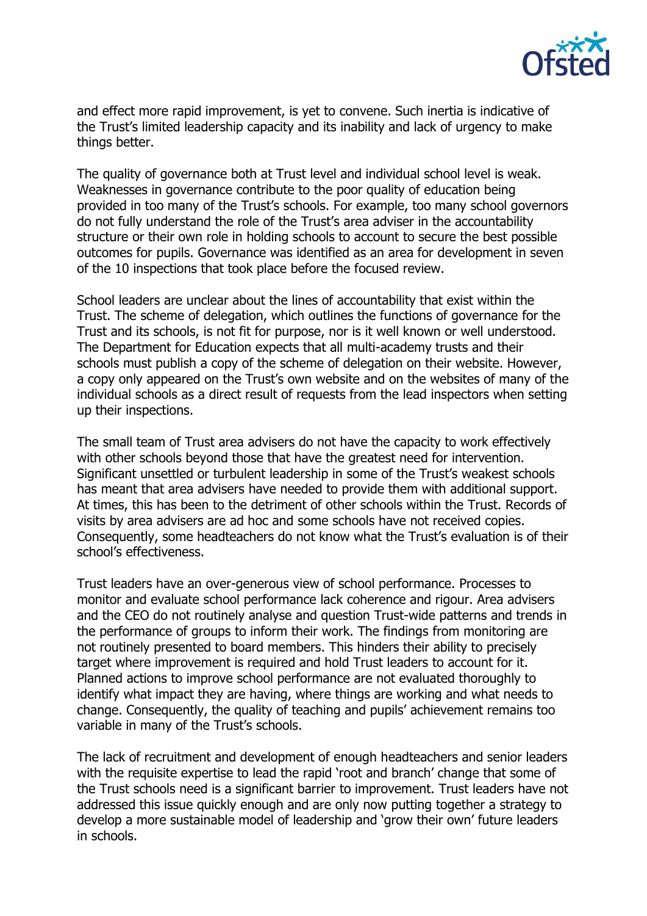and effect more rapid improvement, is yet to convene. Such inertia is indicative of the Trust's limited leadership capacity and its inability and lack of urgency to make things better.

The quality of governance both at Trust level and individual school level is weak. Weaknesses in governance contribute to the poor quality of education being provided in too many of the Trust's schools. For example, too many school governors do not fully understand the role of the Trust's area adviser in the accountability structure or their own role in holding schools to account to secure the best possible outcomes for pupils. Governance was identified as an area for development in seven of the 10 inspections that took place before the focused review.

School leaders are unclear about the lines of accountability that exist within the Trust. The scheme of delegation, which outlines the functions of governance for the Trust and its schools, is not fit for purpose, nor is it well known or well understood. The Department for Education expects that all multi-academy trusts and their schools must publish a copy of the scheme of delegation on their website. However, a copy only appeared on the Trust's own website and on the websites of many of the individual schools as a direct result of requests from the lead inspectors when setting up their inspections.

The small team of Trust area advisers do not have the capacity to work effectively with other schools beyond those that have the greatest need for intervention. Significant unsettled or turbulent leadership in some of the Trust's weakest schools has meant that area advisers have needed to provide them with additional support. At times, this has been to the detriment of other schools within the Trust. Records of visits by area advisers are ad hoc and some schools have not received copies. Consequently, some headteachers do not know what the Trust's evaluation is of their school's effectiveness.

Trust leaders have an over-generous view of school performance. Processes to monitor and evaluate school performance lack coherence and rigour. Area advisers and the CEO do not routinely analyse and question Trust-wide patterns and trends in the performance of groups to inform their work. The findings from monitoring are not routinely presented to board members. This hinders their ability to precisely target where improvement is required and hold Trust leaders to account for it. Planned actions to improve school performance are not evaluated thoroughly to identify what impact they are having, where things are working and what needs to change. Consequently, the quality of teaching and pupils' achievement remains too variable in many of the Trust's schools.

The lack of recruitment and development of enough headteachers and senior leaders with the requisite expertise to lead the rapid 'root and branch' change that some of the Trust schools need is a significant barrier to improvement. Trust leaders have not addressed this issue quickly enough and are only now putting together a strategy to develop a more sustainable model of leadership and 'grow their own' future leaders in schools.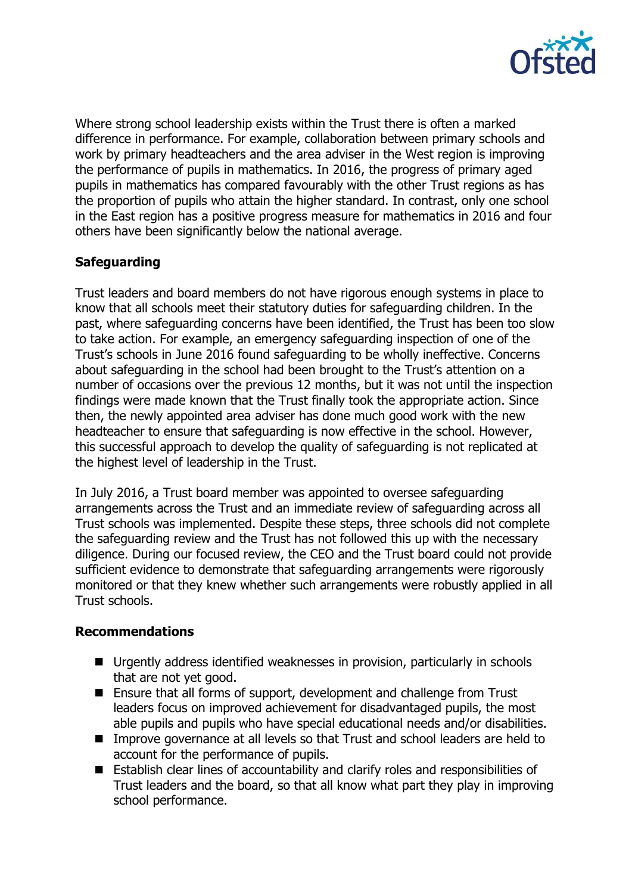Where strong school leadership exists within the Trust there is often a marked difference in performance. For example, collaboration between primary schools and work by primary headteachers and the area adviser in the West region is improving the performance of pupils in mathematics. In 2016, the progress of primary aged pupils in mathematics has compared favourably with the other Trust regions as has the proportion of pupils who attain the higher standard. In contrast, only one school in the East region has a positive progress measure for mathematics in 2016 and four others have been significantly below the national average.

### Safeguarding

Trust leaders and board members do not have rigorous enough systems in place to know that all schools meet their statutory duties for safeguarding children. In the past, where safeguarding concerns have been identified, the Trust has been too slow to take action. For example, an emergency safeguarding inspection of one of the Trust's schools in June 2016 found safeguarding to be wholly ineffective. Concerns about safeguarding in the school had been brought to the Trust's attention on a number of occasions over the previous 12 months, but it was not until the inspection findings were made known that the Trust finally took the appropriate action. Since then, the newly appointed area adviser has done much good work with the new headteacher to ensure that safeguarding is now effective in the school. However, this successful approach to develop the quality of safeguarding is not replicated at the highest level of leadership in the Trust.

In July 2016, a Trust board member was appointed to oversee safeguarding arrangements across the Trust and an immediate review of safeguarding across all Trust schools was implemented. Despite these steps, three schools did not complete the safeguarding review and the Trust has not followed this up with the necessary diligence. During our focused review, the CEO and the Trust board could not provide sufficient evidence to demonstrate that safeguarding arrangements were rigorously monitored or that they knew whether such arrangements were robustly applied in all Trust schools.

### Recommendations

- Urgently address identified weaknesses in provision, particularly in schools that are not yet good.
- Ensure that all forms of support, development and challenge from Trust leaders focus on improved achievement for disadvantaged pupils, the most able pupils and pupils who have special educational needs and/or disabilities.
- Improve governance at all levels so that Trust and school leaders are held to account for the performance of pupils.
- Establish clear lines of accountability and clarify roles and responsibilities of Trust leaders and the board, so that all know what part they play in improving school performance.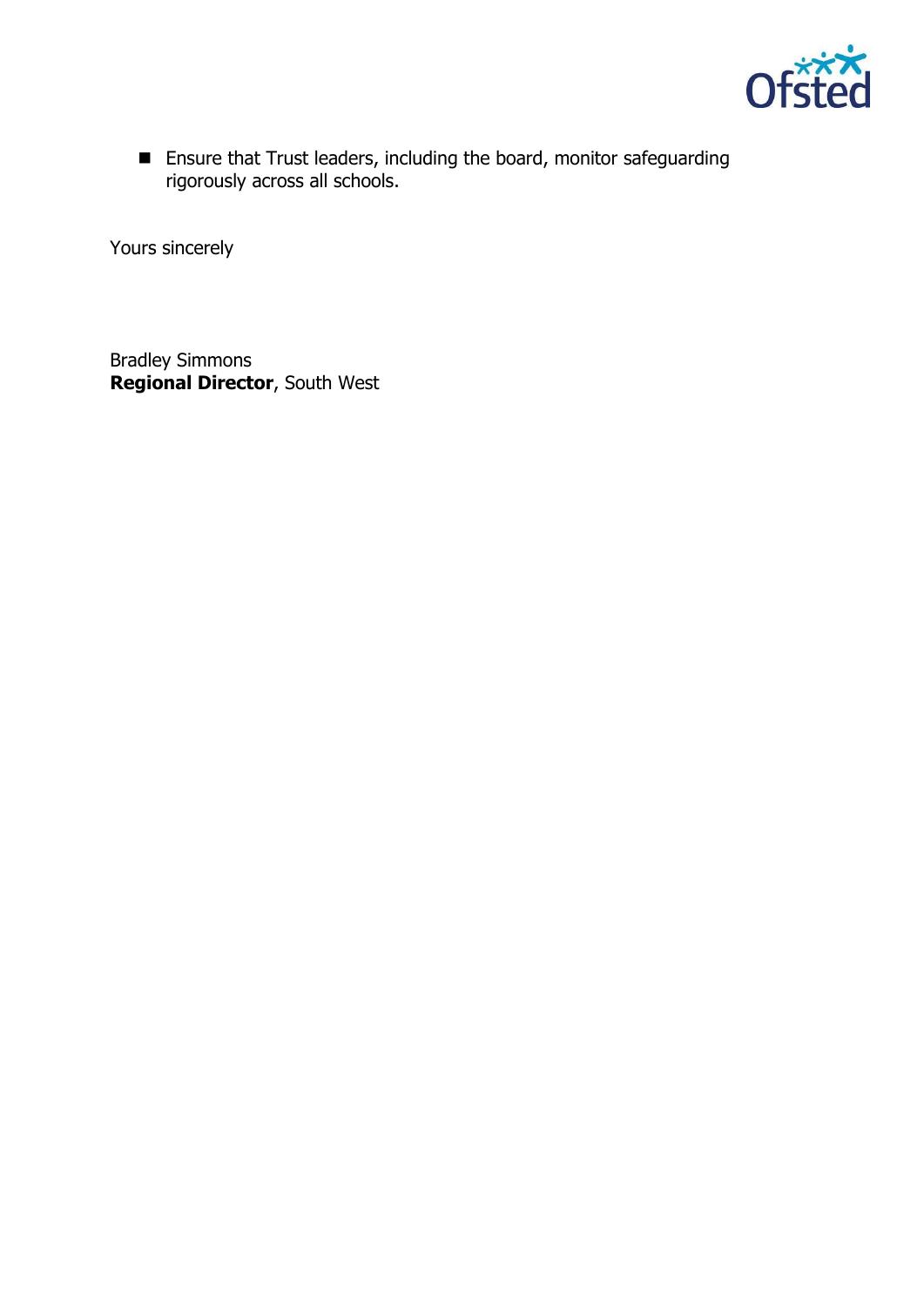- Ensure that Trust leaders, including the board, monitor safeguarding rigorously across all schools.

Yours sincerely

Bradley Simmons
**Regional Director**, South West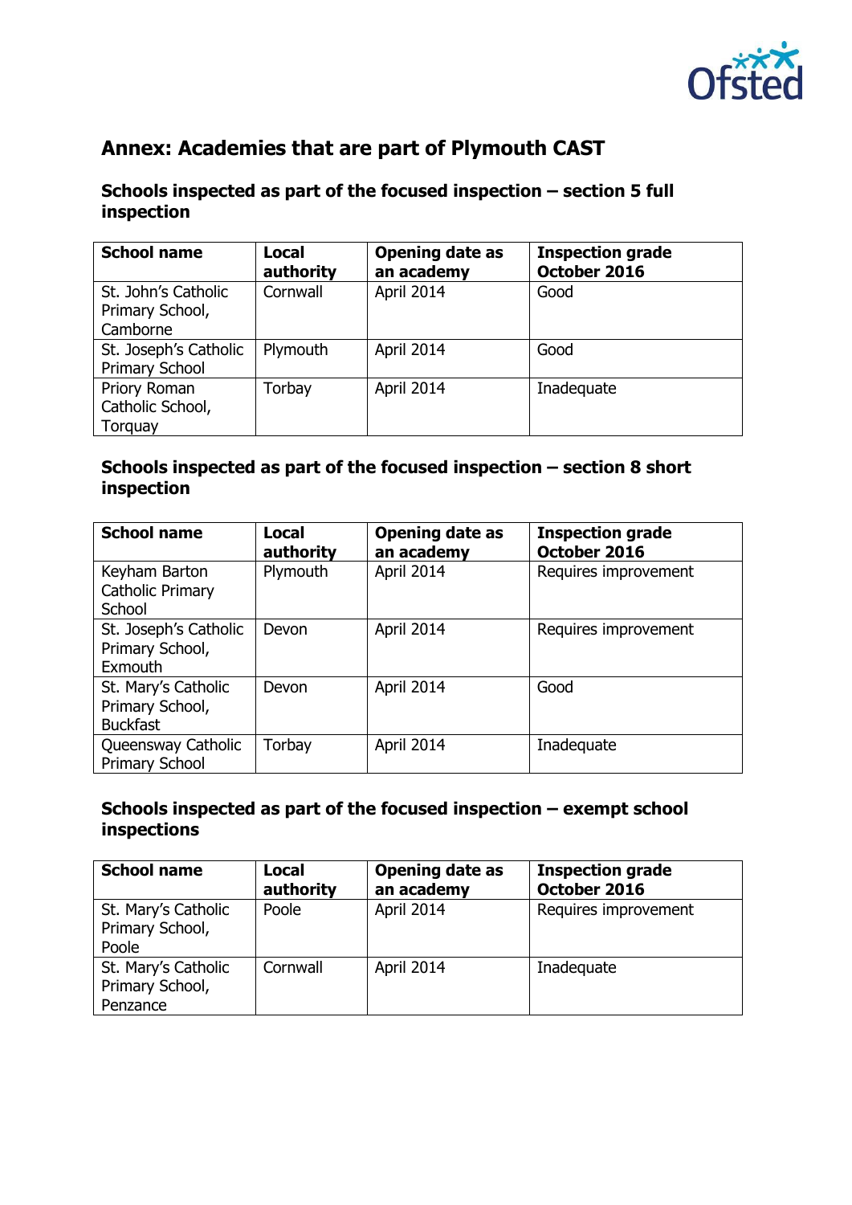## Annex: Academies that are part of Plymouth CAST

### Schools inspected as part of the focused inspection – section 5 full inspection

| School name | Local authority | Opening date as an academy | Inspection grade October 2016 |
|---|---|---|---|
| St. John's Catholic Primary School, Camborne | Cornwall | April 2014 | Good |
| St. Joseph's Catholic Primary School | Plymouth | April 2014 | Good |
| Priory Roman Catholic School, Torquay | Torbay | April 2014 | Inadequate |

### Schools inspected as part of the focused inspection – section 8 short inspection

| School name | Local authority | Opening date as an academy | Inspection grade October 2016 |
|---|---|---|---|
| Keyham Barton Catholic Primary School | Plymouth | April 2014 | Requires improvement |
| St. Joseph's Catholic Primary School, Exmouth | Devon | April 2014 | Requires improvement |
| St. Mary's Catholic Primary School, Buckfast | Devon | April 2014 | Good |
| Queensway Catholic Primary School | Torbay | April 2014 | Inadequate |

### Schools inspected as part of the focused inspection – exempt school inspections

| School name | Local authority | Opening date as an academy | Inspection grade October 2016 |
|---|---|---|---|
| St. Mary's Catholic Primary School, Poole | Poole | April 2014 | Requires improvement |
| St. Mary's Catholic Primary School, Penzance | Cornwall | April 2014 | Inadequate |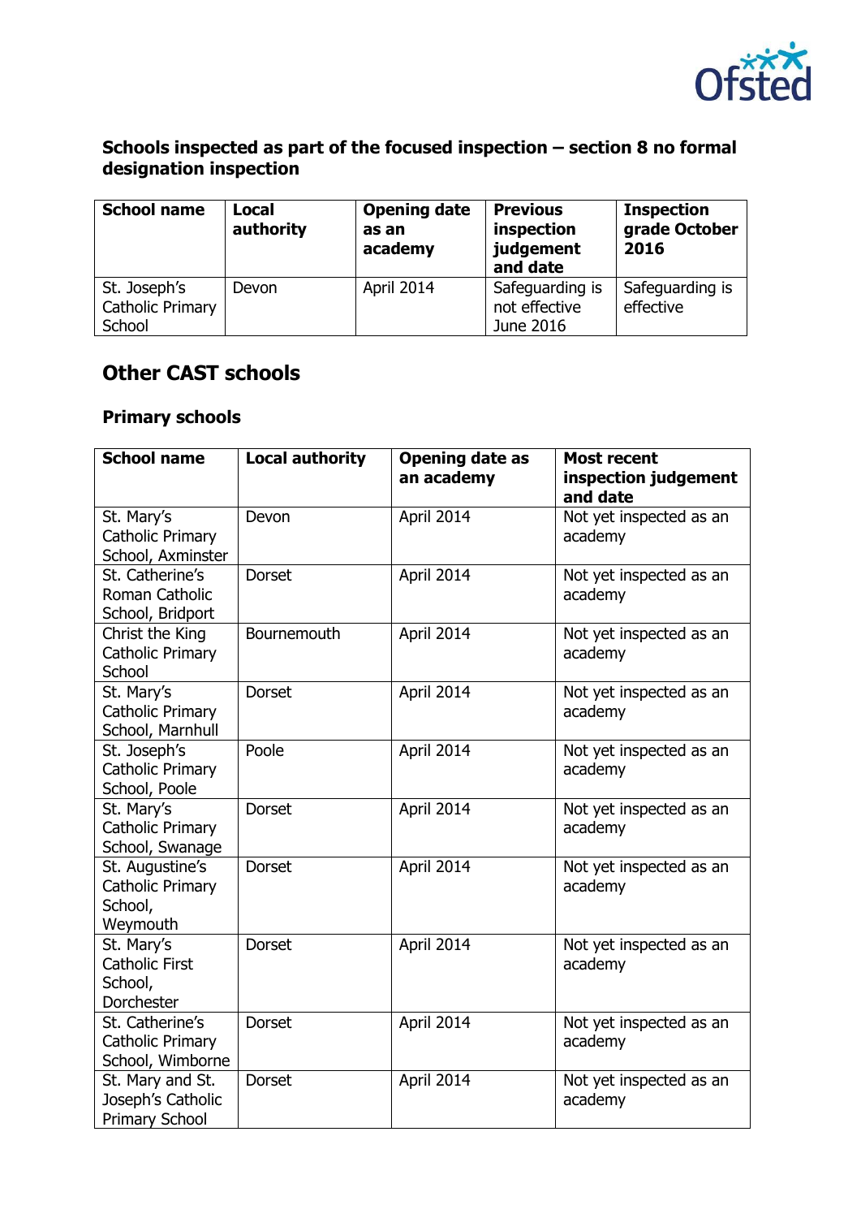### Schools inspected as part of the focused inspection – section 8 no formal designation inspection

| School name | Local authority | Opening date as an academy | Previous inspection judgement and date | Inspection grade October 2016 |
| --- | --- | --- | --- | --- |
| St. Joseph's Catholic Primary School | Devon | April 2014 | Safeguarding is not effective June 2016 | Safeguarding is effective |

## Other CAST schools

### Primary schools

| School name | Local authority | Opening date as an academy | Most recent inspection judgement and date |
| --- | --- | --- | --- |
| St. Mary's Catholic Primary School, Axminster | Devon | April 2014 | Not yet inspected as an academy |
| St. Catherine's Roman Catholic School, Bridport | Dorset | April 2014 | Not yet inspected as an academy |
| Christ the King Catholic Primary School | Bournemouth | April 2014 | Not yet inspected as an academy |
| St. Mary's Catholic Primary School, Marnhull | Dorset | April 2014 | Not yet inspected as an academy |
| St. Joseph's Catholic Primary School, Poole | Poole | April 2014 | Not yet inspected as an academy |
| St. Mary's Catholic Primary School, Swanage | Dorset | April 2014 | Not yet inspected as an academy |
| St. Augustine's Catholic Primary School, Weymouth | Dorset | April 2014 | Not yet inspected as an academy |
| St. Mary's Catholic First School, Dorchester | Dorset | April 2014 | Not yet inspected as an academy |
| St. Catherine's Catholic Primary School, Wimborne | Dorset | April 2014 | Not yet inspected as an academy |
| St. Mary and St. Joseph's Catholic Primary School | Dorset | April 2014 | Not yet inspected as an academy |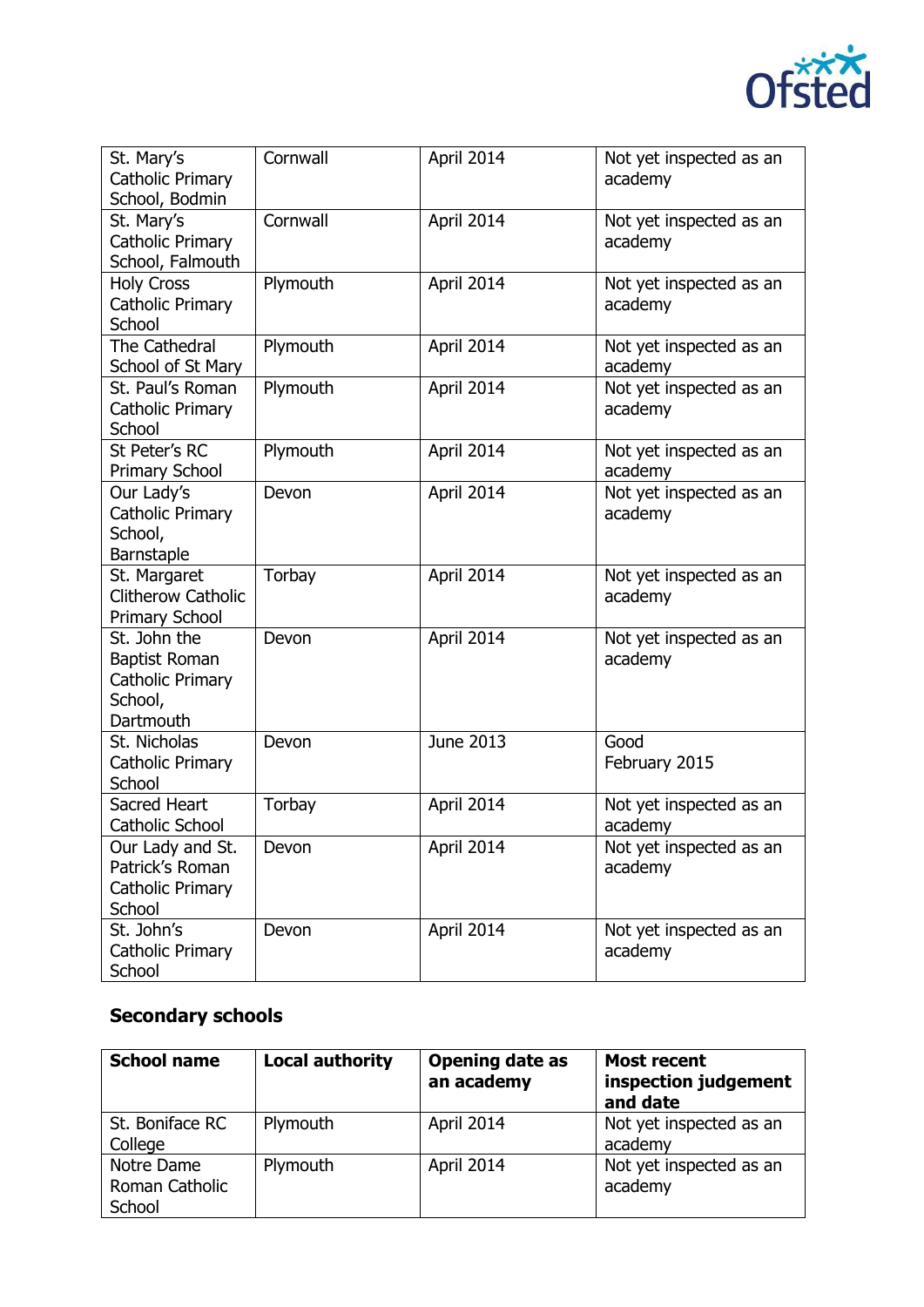| | | | |
|---|---|---|---|
| St. Mary's Catholic Primary School, Bodmin | Cornwall | April 2014 | Not yet inspected as an academy |
| St. Mary's Catholic Primary School, Falmouth | Cornwall | April 2014 | Not yet inspected as an academy |
| Holy Cross Catholic Primary School | Plymouth | April 2014 | Not yet inspected as an academy |
| The Cathedral School of St Mary | Plymouth | April 2014 | Not yet inspected as an academy |
| St. Paul's Roman Catholic Primary School | Plymouth | April 2014 | Not yet inspected as an academy |
| St Peter's RC Primary School | Plymouth | April 2014 | Not yet inspected as an academy |
| Our Lady's Catholic Primary School, Barnstaple | Devon | April 2014 | Not yet inspected as an academy |
| St. Margaret Clitherow Catholic Primary School | Torbay | April 2014 | Not yet inspected as an academy |
| St. John the Baptist Roman Catholic Primary School, Dartmouth | Devon | April 2014 | Not yet inspected as an academy |
| St. Nicholas Catholic Primary School | Devon | June 2013 | Good February 2015 |
| Sacred Heart Catholic School | Torbay | April 2014 | Not yet inspected as an academy |
| Our Lady and St. Patrick's Roman Catholic Primary School | Devon | April 2014 | Not yet inspected as an academy |
| St. John's Catholic Primary School | Devon | April 2014 | Not yet inspected as an academy |

## Secondary schools

| School name | Local authority | Opening date as an academy | Most recent inspection judgement and date |
|---|---|---|---|
| St. Boniface RC College | Plymouth | April 2014 | Not yet inspected as an academy |
| Notre Dame Roman Catholic School | Plymouth | April 2014 | Not yet inspected as an academy |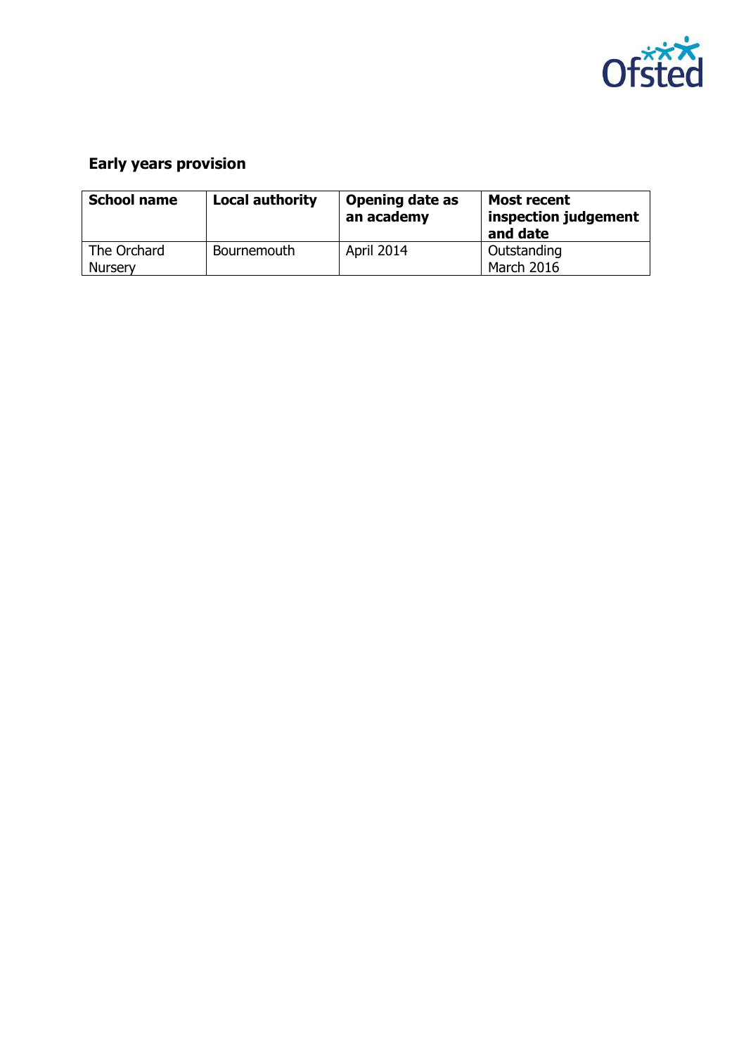## Early years provision

| School name | Local authority | Opening date as an academy | Most recent inspection judgement and date |
| --- | --- | --- | --- |
| The Orchard Nursery | Bournemouth | April 2014 | Outstanding March 2016 |